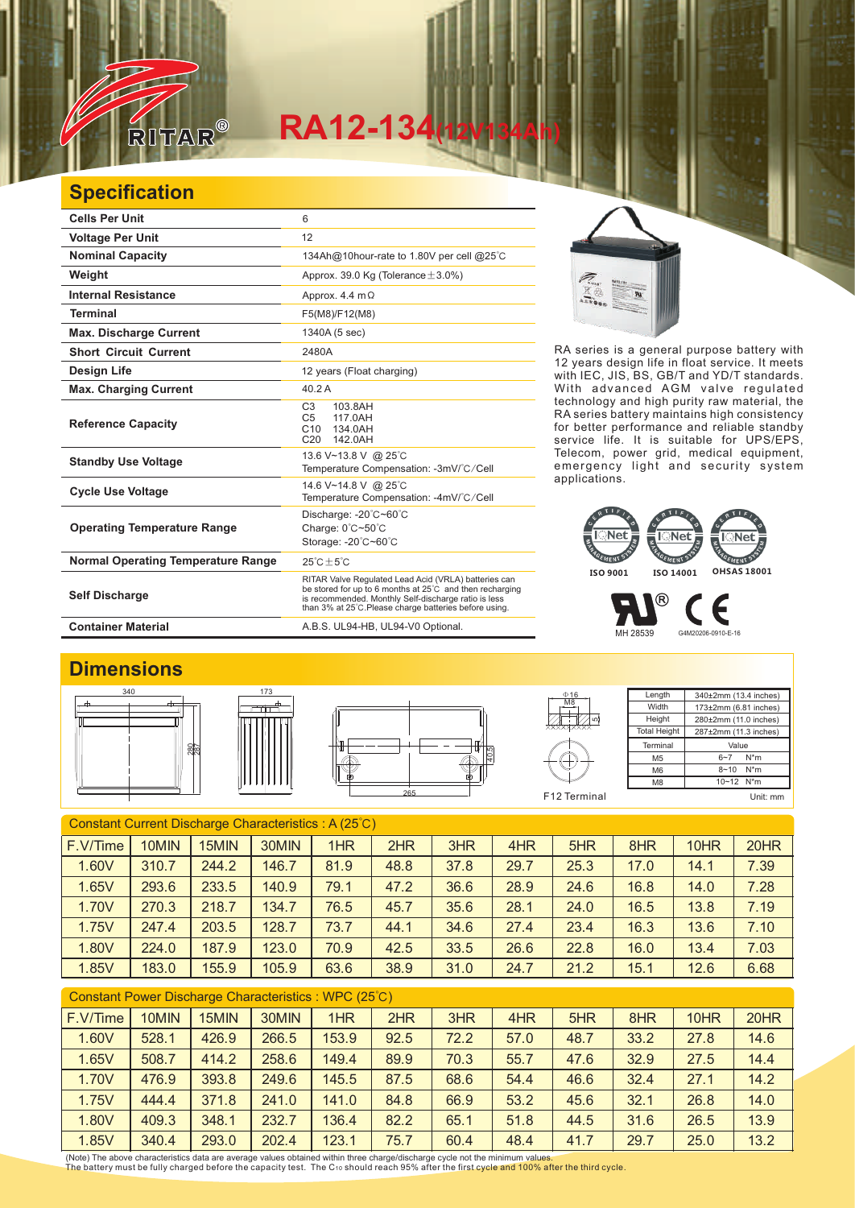# RITAR®

# RA12-134(12V134Ah)

## Specification

| | |
|---|---|
| **Cells Per Unit** | 6 |
| **Voltage Per Unit** | 12 |
| **Nominal Capacity** | 134Ah@10hour-rate to 1.80V per cell @25℃ |
| **Weight** | Approx. 39.0 Kg (Tolerance±3.0%) |
| **Internal Resistance** | Approx. 4.4 mΩ |
| **Terminal** | F5(M8)/F12(M8) |
| **Max. Discharge Current** | 1340A (5 sec) |
| **Short Circuit Current** | 2480A |
| **Design Life** | 12 years (Float charging) |
| **Max. Charging Current** | 40.2 A |
| **Reference Capacity** | C3 103.8AH<br>C5 117.0AH<br>C10 134.0AH<br>C20 142.0AH |
| **Standby Use Voltage** | 13.6 V~13.8 V @ 25℃<br>Temperature Compensation: -3mV/℃/Cell |
| **Cycle Use Voltage** | 14.6 V~14.8 V @ 25℃<br>Temperature Compensation: -4mV/℃/Cell |
| **Operating Temperature Range** | Discharge: -20℃~60℃<br>Charge: 0℃~50℃<br>Storage: -20℃~60℃ |
| **Normal Operating Temperature Range** | 25℃±5℃ |
| **Self Discharge** | RITAR Valve Regulated Lead Acid (VRLA) batteries can be stored for up to 6 months at 25℃ and then recharging is recommended. Monthly Self-discharge ratio is less than 3% at 25℃.Please charge batteries before using. |
| **Container Material** | A.B.S. UL94-HB, UL94-V0 Optional. |

RA series is a general purpose battery with 12 years design life in float service. It meets with IEC, JIS, BS, GB/T and YD/T standards. With advanced AGM valve regulated technology and high purity raw material, the RA series battery maintains high consistency for better performance and reliable standby service life. It is suitable for UPS/EPS, Telecom, power grid, medical equipment, emergency light and security system applications.

ISO 9001 ISO 14001 OHSAS 18001

MH 28539 G4M20206-0910-E-16

## Dimensions

F12 Terminal

| Length | 340±2mm (13.4 inches) |
|---|---|
| Width | 173±2mm (6.81 inches) |
| Height | 280±2mm (11.0 inches) |
| Total Height | 287±2mm (11.3 inches) |

| Terminal | Value |
|---|---|
| M5 | 6~7 N*m |
| M6 | 8~10 N*m |
| M8 | 10~12 N*m |

Unit: mm

### Constant Current Discharge Characteristics : A (25℃)

| F.V/Time | 10MIN | 15MIN | 30MIN | 1HR | 2HR | 3HR | 4HR | 5HR | 8HR | 10HR | 20HR |
|---|---|---|---|---|---|---|---|---|---|---|---|
| 1.60V | 310.7 | 244.2 | 146.7 | 81.9 | 48.8 | 37.8 | 29.7 | 25.3 | 17.0 | 14.1 | 7.39 |
| 1.65V | 293.6 | 233.5 | 140.9 | 79.1 | 47.2 | 36.6 | 28.9 | 24.6 | 16.8 | 14.0 | 7.28 |
| 1.70V | 270.3 | 218.7 | 134.7 | 76.5 | 45.7 | 35.6 | 28.1 | 24.0 | 16.5 | 13.8 | 7.19 |
| 1.75V | 247.4 | 203.5 | 128.7 | 73.7 | 44.1 | 34.6 | 27.4 | 23.4 | 16.3 | 13.6 | 7.10 |
| 1.80V | 224.0 | 187.9 | 123.0 | 70.9 | 42.5 | 33.5 | 26.6 | 22.8 | 16.0 | 13.4 | 7.03 |
| 1.85V | 183.0 | 155.9 | 105.9 | 63.6 | 38.9 | 31.0 | 24.7 | 21.2 | 15.1 | 12.6 | 6.68 |

### Constant Power Discharge Characteristics : WPC (25℃)

| F.V/Time | 10MIN | 15MIN | 30MIN | 1HR | 2HR | 3HR | 4HR | 5HR | 8HR | 10HR | 20HR |
|---|---|---|---|---|---|---|---|---|---|---|---|
| 1.60V | 528.1 | 426.9 | 266.5 | 153.9 | 92.5 | 72.2 | 57.0 | 48.7 | 33.2 | 27.8 | 14.6 |
| 1.65V | 508.7 | 414.2 | 258.6 | 149.4 | 89.9 | 70.3 | 55.7 | 47.6 | 32.9 | 27.5 | 14.4 |
| 1.70V | 476.9 | 393.8 | 249.6 | 145.5 | 87.5 | 68.6 | 54.4 | 46.6 | 32.4 | 27.1 | 14.2 |
| 1.75V | 444.4 | 371.8 | 241.0 | 141.0 | 84.8 | 66.9 | 53.2 | 45.6 | 32.1 | 26.8 | 14.0 |
| 1.80V | 409.3 | 348.1 | 232.7 | 136.4 | 82.2 | 65.1 | 51.8 | 44.5 | 31.6 | 26.5 | 13.9 |
| 1.85V | 340.4 | 293.0 | 202.4 | 123.1 | 75.7 | 60.4 | 48.4 | 41.7 | 29.7 | 25.0 | 13.2 |

(Note) The above characteristics data are average values obtained within three charge/discharge cycle not the minimum values.
The battery must be fully charged before the capacity test. The $C_{10}$ should reach 95% after the first cycle and 100% after the third cycle.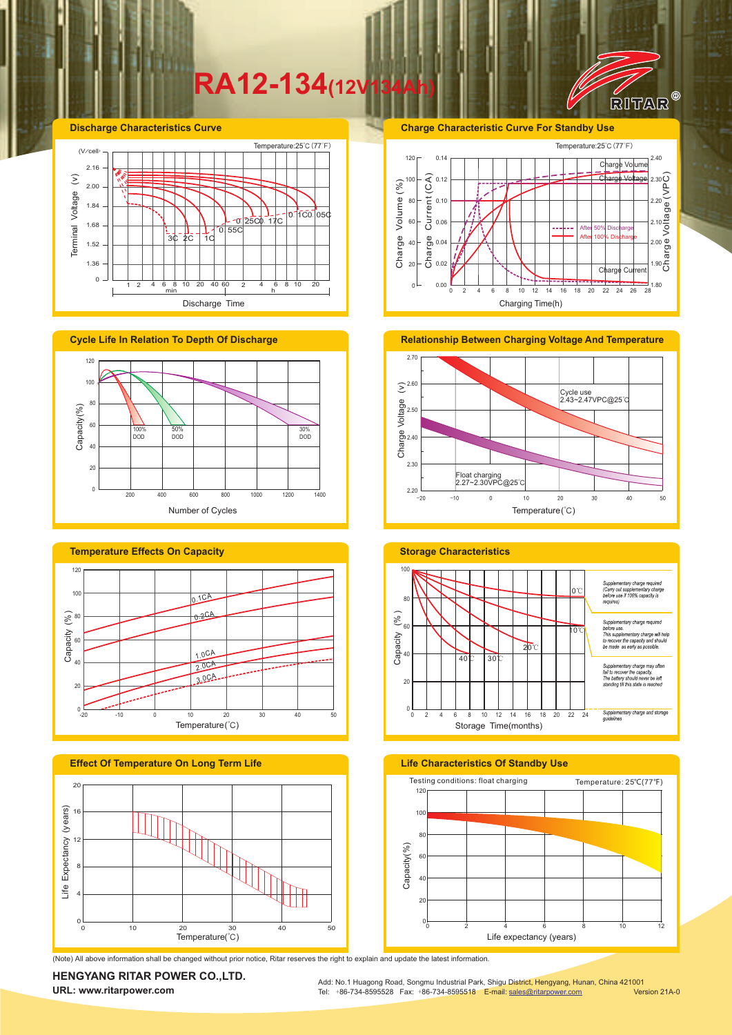# RA12-134(12V134Ah)

RITAR®

## Discharge Characteristics Curve

Temperature:25°C (77°F)

(V/cell)

2.16
2.00
1.84
1.68
1.52
1.36
0

Terminal Voltage (v)

3C 2C 1C 0.55C 0.25C 0.17C 0.1C 0.05C

1 2 4 6 8 10 20 40 60 2 4 6 8 10 20

min h

Discharge Time

## Charge Characteristic Curve For Standby Use

Temperature:25°C (77°F)

Charge Volume (%) 0 20 40 60 80 100 120

Charge Current (CA) 0.00 0.02 0.04 0.06 0.08 0.10 0.12 0.14

Charge Voltage (VPC) 1.80 1.90 2.00 2.10 2.20 2.30 2.40

Charge Volume

Charge Voltage

Charge Current

After 50% Discharge

After 100% Discharge

0 2 4 6 8 10 12 14 16 18 20 22 24 26 28

Charging Time(h)

## Cycle Life In Relation To Depth Of Discharge

Capacity(%) 0 20 40 60 80 100 120

100% DOD

50% DOD

30% DOD

200 400 600 800 1000 1200 1400

Number of Cycles

## Relationship Between Charging Voltage And Temperature

Charge Voltage (v) 2.20 2.30 2.40 2.50 2.60 2.70

Cycle use
2.43~2.47VPC@25°C

Float charging
2.27~2.30VPC@25°C

−20 −10 0 10 20 30 40 50

Temperature(°C)

## Temperature Effects On Capacity

Capacity (%) 0 20 40 60 80 100 120

0.1CA

0.2CA

1.0CA

2.0CA

3.0CA

-20 -10 0 10 20 30 40 50

Temperature(°C)

## Storage Characteristics

Capacity (%) 0 20 40 60 80 100

0°C

10°C

20°C

30°C

40°C

0 2 4 6 8 10 12 14 16 18 20 22 24

Storage Time(months)

Supplementary charge required (Carry out supplementary charge before use if 100% capacity is requires)

Supplementary charge required before use. This supplementary charge will help to recover the capacity and should be made as early as possible.

Supplementary charge may often fail to recover the capacity. The battery should never be left standing till this state is reached

Supplementary charge and storage guidelines

## Effect Of Temperature On Long Term Life

Life Expectancy (years) 0 4 8 12 16 20

0 10 20 30 40 50

Temperature(°C)

## Life Characteristics Of Standby Use

Testing conditions: float charging

Temperature: 25°C(77°F)

Capacity(%) 0 20 40 60 80 100 120

0 2 4 6 8 10 12

Life expectancy (years)

(Note) All above information shall be changed without prior notice, Ritar reserves the right to explain and update the latest information.

**HENGYANG RITAR POWER CO.,LTD.**

**URL: www.ritarpower.com**

Add: No.1 Huagong Road, Songmu Industrial Park, Shigu District, Hengyang, Hunan, China 421001

Tel: +86-734-8595528 Fax: +86-734-8595518 E-mail: sales@ritarpower.com

Version 21A-0